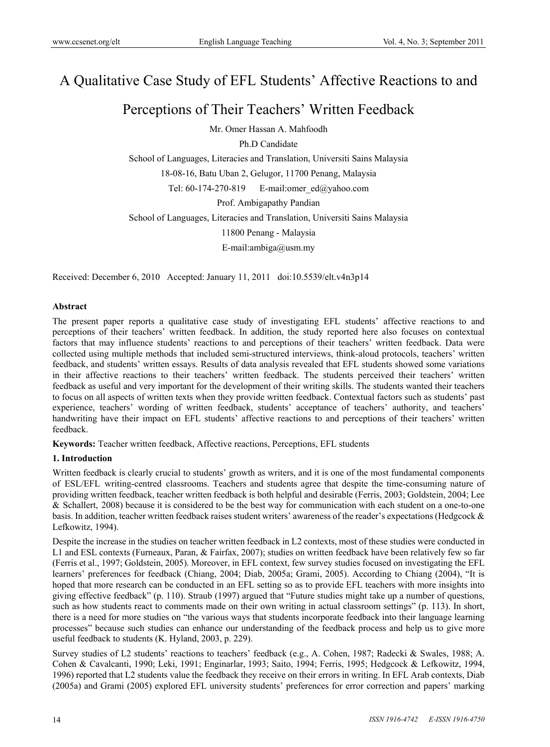# A Qualitative Case Study of EFL Students' Affective Reactions to and Perceptions of Their Teachers' Written Feedback

Mr. Omer Hassan A. Mahfoodh

Ph.D Candidate

School of Languages, Literacies and Translation, Universiti Sains Malaysia

18-08-16, Batu Uban 2, Gelugor, 11700 Penang, Malaysia

Tel: 60-174-270-819 E-mail:omer_ed@yahoo.com

Prof. Ambigapathy Pandian

School of Languages, Literacies and Translation, Universiti Sains Malaysia

11800 Penang - Malaysia

E-mail:ambiga@usm.my

Received: December 6, 2010 Accepted: January 11, 2011 doi:10.5539/elt.v4n3p14

**Abstract**

The present paper reports a qualitative case study of investigating EFL students' affective reactions to and perceptions of their teachers' written feedback. In addition, the study reported here also focuses on contextual factors that may influence students' reactions to and perceptions of their teachers' written feedback. Data were collected using multiple methods that included semi-structured interviews, think-aloud protocols, teachers' written feedback, and students' written essays. Results of data analysis revealed that EFL students showed some variations in their affective reactions to their teachers' written feedback. The students perceived their teachers' written feedback as useful and very important for the development of their writing skills. The students wanted their teachers to focus on all aspects of written texts when they provide written feedback. Contextual factors such as students' past experience, teachers' wording of written feedback, students' acceptance of teachers' authority, and teachers' handwriting have their impact on EFL students' affective reactions to and perceptions of their teachers' written feedback.

**Keywords:** Teacher written feedback, Affective reactions, Perceptions, EFL students

## 1. Introduction

Written feedback is clearly crucial to students' growth as writers, and it is one of the most fundamental components of ESL/EFL writing-centred classrooms. Teachers and students agree that despite the time-consuming nature of providing written feedback, teacher written feedback is both helpful and desirable (Ferris, 2003; Goldstein, 2004; Lee & Schallert, 2008) because it is considered to be the best way for communication with each student on a one-to-one basis. In addition, teacher written feedback raises student writers' awareness of the reader's expectations (Hedgcock & Lefkowitz, 1994).

Despite the increase in the studies on teacher written feedback in L2 contexts, most of these studies were conducted in L1 and ESL contexts (Furneaux, Paran, & Fairfax, 2007); studies on written feedback have been relatively few so far (Ferris et al., 1997; Goldstein, 2005). Moreover, in EFL context, few survey studies focused on investigating the EFL learners' preferences for feedback (Chiang, 2004; Diab, 2005a; Grami, 2005). According to Chiang (2004), "It is hoped that more research can be conducted in an EFL setting so as to provide EFL teachers with more insights into giving effective feedback" (p. 110). Straub (1997) argued that "Future studies might take up a number of questions, such as how students react to comments made on their own writing in actual classroom settings" (p. 113). In short, there is a need for more studies on "the various ways that students incorporate feedback into their language learning processes" because such studies can enhance our understanding of the feedback process and help us to give more useful feedback to students (K. Hyland, 2003, p. 229).

Survey studies of L2 students' reactions to teachers' feedback (e.g., A. Cohen, 1987; Radecki & Swales, 1988; A. Cohen & Cavalcanti, 1990; Leki, 1991; Enginarlar, 1993; Saito, 1994; Ferris, 1995; Hedgcock & Lefkowitz, 1994, 1996) reported that L2 students value the feedback they receive on their errors in writing. In EFL Arab contexts, Diab (2005a) and Grami (2005) explored EFL university students' preferences for error correction and papers' marking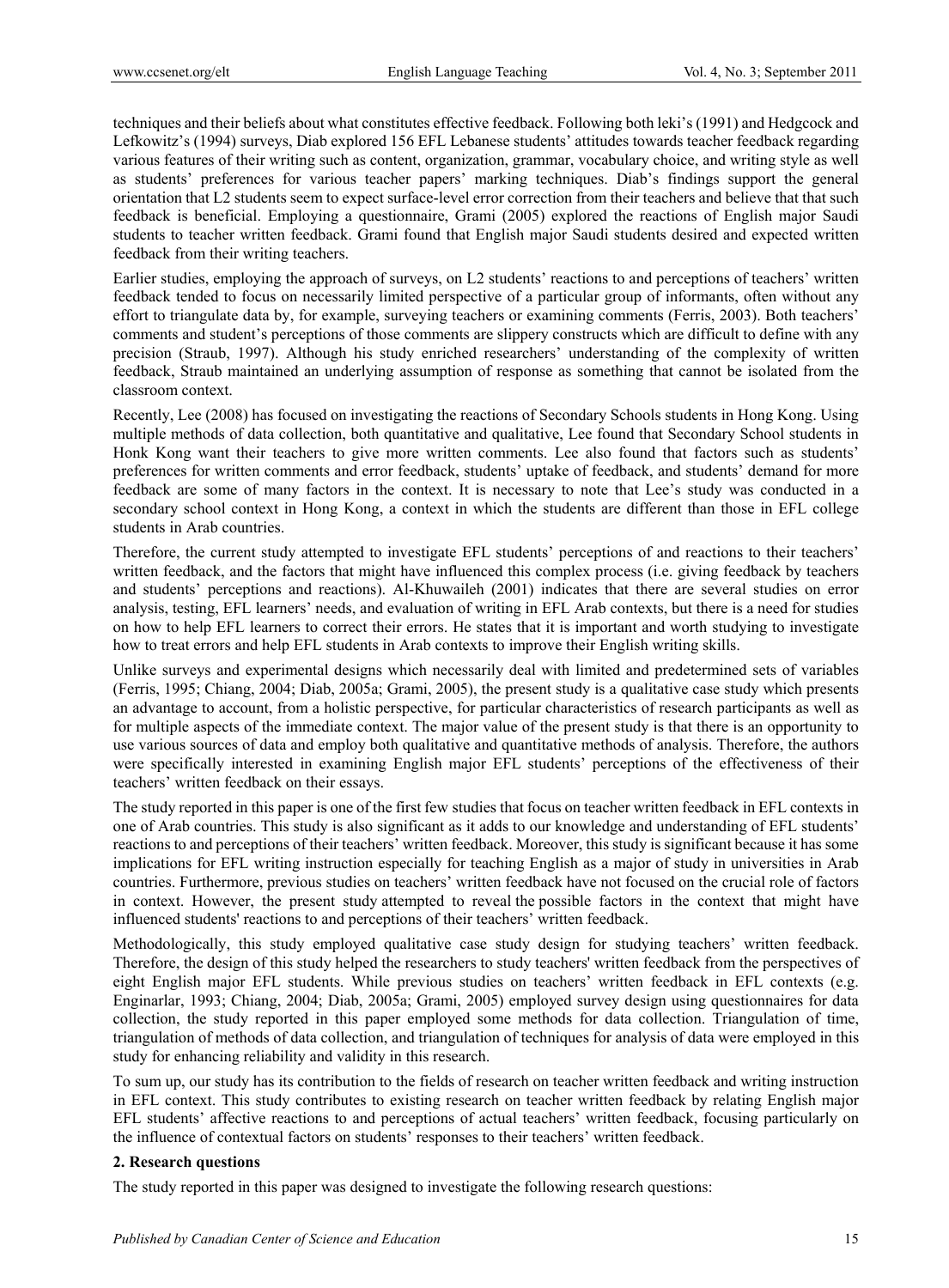techniques and their beliefs about what constitutes effective feedback. Following both leki's (1991) and Hedgcock and Lefkowitz's (1994) surveys, Diab explored 156 EFL Lebanese students' attitudes towards teacher feedback regarding various features of their writing such as content, organization, grammar, vocabulary choice, and writing style as well as students' preferences for various teacher papers' marking techniques. Diab's findings support the general orientation that L2 students seem to expect surface-level error correction from their teachers and believe that that such feedback is beneficial. Employing a questionnaire, Grami (2005) explored the reactions of English major Saudi students to teacher written feedback. Grami found that English major Saudi students desired and expected written feedback from their writing teachers.

Earlier studies, employing the approach of surveys, on L2 students' reactions to and perceptions of teachers' written feedback tended to focus on necessarily limited perspective of a particular group of informants, often without any effort to triangulate data by, for example, surveying teachers or examining comments (Ferris, 2003). Both teachers' comments and student's perceptions of those comments are slippery constructs which are difficult to define with any precision (Straub, 1997). Although his study enriched researchers' understanding of the complexity of written feedback, Straub maintained an underlying assumption of response as something that cannot be isolated from the classroom context.

Recently, Lee (2008) has focused on investigating the reactions of Secondary Schools students in Hong Kong. Using multiple methods of data collection, both quantitative and qualitative, Lee found that Secondary School students in Honk Kong want their teachers to give more written comments. Lee also found that factors such as students' preferences for written comments and error feedback, students' uptake of feedback, and students' demand for more feedback are some of many factors in the context. It is necessary to note that Lee's study was conducted in a secondary school context in Hong Kong, a context in which the students are different than those in EFL college students in Arab countries.

Therefore, the current study attempted to investigate EFL students' perceptions of and reactions to their teachers' written feedback, and the factors that might have influenced this complex process (i.e. giving feedback by teachers and students' perceptions and reactions). Al-Khuwaileh (2001) indicates that there are several studies on error analysis, testing, EFL learners' needs, and evaluation of writing in EFL Arab contexts, but there is a need for studies on how to help EFL learners to correct their errors. He states that it is important and worth studying to investigate how to treat errors and help EFL students in Arab contexts to improve their English writing skills.

Unlike surveys and experimental designs which necessarily deal with limited and predetermined sets of variables (Ferris, 1995; Chiang, 2004; Diab, 2005a; Grami, 2005), the present study is a qualitative case study which presents an advantage to account, from a holistic perspective, for particular characteristics of research participants as well as for multiple aspects of the immediate context. The major value of the present study is that there is an opportunity to use various sources of data and employ both qualitative and quantitative methods of analysis. Therefore, the authors were specifically interested in examining English major EFL students' perceptions of the effectiveness of their teachers' written feedback on their essays.

The study reported in this paper is one of the first few studies that focus on teacher written feedback in EFL contexts in one of Arab countries. This study is also significant as it adds to our knowledge and understanding of EFL students' reactions to and perceptions of their teachers' written feedback. Moreover, this study is significant because it has some implications for EFL writing instruction especially for teaching English as a major of study in universities in Arab countries. Furthermore, previous studies on teachers' written feedback have not focused on the crucial role of factors in context. However, the present study attempted to reveal the possible factors in the context that might have influenced students' reactions to and perceptions of their teachers' written feedback.

Methodologically, this study employed qualitative case study design for studying teachers' written feedback. Therefore, the design of this study helped the researchers to study teachers' written feedback from the perspectives of eight English major EFL students. While previous studies on teachers' written feedback in EFL contexts (e.g. Enginarlar, 1993; Chiang, 2004; Diab, 2005a; Grami, 2005) employed survey design using questionnaires for data collection, the study reported in this paper employed some methods for data collection. Triangulation of time, triangulation of methods of data collection, and triangulation of techniques for analysis of data were employed in this study for enhancing reliability and validity in this research.

To sum up, our study has its contribution to the fields of research on teacher written feedback and writing instruction in EFL context. This study contributes to existing research on teacher written feedback by relating English major EFL students' affective reactions to and perceptions of actual teachers' written feedback, focusing particularly on the influence of contextual factors on students' responses to their teachers' written feedback.

## 2. Research questions

The study reported in this paper was designed to investigate the following research questions: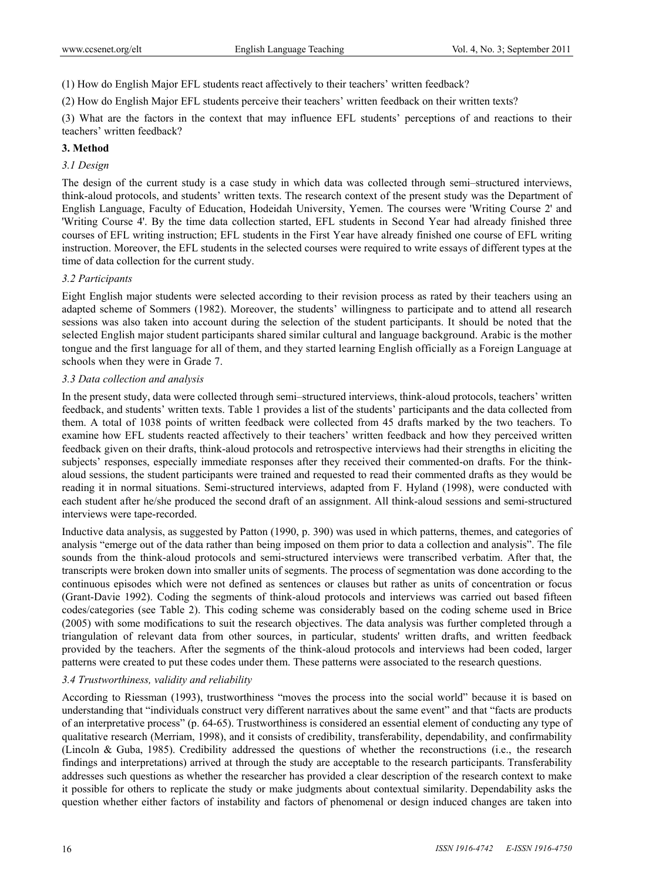(1) How do English Major EFL students react affectively to their teachers' written feedback?

(2) How do English Major EFL students perceive their teachers' written feedback on their written texts?

(3) What are the factors in the context that may influence EFL students' perceptions of and reactions to their teachers' written feedback?

## 3. Method

### 3.1 Design

The design of the current study is a case study in which data was collected through semi–structured interviews, think-aloud protocols, and students' written texts. The research context of the present study was the Department of English Language, Faculty of Education, Hodeidah University, Yemen. The courses were 'Writing Course 2' and 'Writing Course 4'. By the time data collection started, EFL students in Second Year had already finished three courses of EFL writing instruction; EFL students in the First Year have already finished one course of EFL writing instruction. Moreover, the EFL students in the selected courses were required to write essays of different types at the time of data collection for the current study.

### 3.2 Participants

Eight English major students were selected according to their revision process as rated by their teachers using an adapted scheme of Sommers (1982). Moreover, the students' willingness to participate and to attend all research sessions was also taken into account during the selection of the student participants. It should be noted that the selected English major student participants shared similar cultural and language background. Arabic is the mother tongue and the first language for all of them, and they started learning English officially as a Foreign Language at schools when they were in Grade 7.

### 3.3 Data collection and analysis

In the present study, data were collected through semi–structured interviews, think-aloud protocols, teachers' written feedback, and students' written texts. Table 1 provides a list of the students' participants and the data collected from them. A total of 1038 points of written feedback were collected from 45 drafts marked by the two teachers. To examine how EFL students reacted affectively to their teachers' written feedback and how they perceived written feedback given on their drafts, think-aloud protocols and retrospective interviews had their strengths in eliciting the subjects' responses, especially immediate responses after they received their commented-on drafts. For the think-aloud sessions, the student participants were trained and requested to read their commented drafts as they would be reading it in normal situations. Semi-structured interviews, adapted from F. Hyland (1998), were conducted with each student after he/she produced the second draft of an assignment. All think-aloud sessions and semi-structured interviews were tape-recorded.

Inductive data analysis, as suggested by Patton (1990, p. 390) was used in which patterns, themes, and categories of analysis "emerge out of the data rather than being imposed on them prior to data a collection and analysis". The file sounds from the think-aloud protocols and semi-structured interviews were transcribed verbatim. After that, the transcripts were broken down into smaller units of segments. The process of segmentation was done according to the continuous episodes which were not defined as sentences or clauses but rather as units of concentration or focus (Grant-Davie 1992). Coding the segments of think-aloud protocols and interviews was carried out based fifteen codes/categories (see Table 2). This coding scheme was considerably based on the coding scheme used in Brice (2005) with some modifications to suit the research objectives. The data analysis was further completed through a triangulation of relevant data from other sources, in particular, students' written drafts, and written feedback provided by the teachers. After the segments of the think-aloud protocols and interviews had been coded, larger patterns were created to put these codes under them. These patterns were associated to the research questions.

### 3.4 Trustworthiness, validity and reliability

According to Riessman (1993), trustworthiness "moves the process into the social world" because it is based on understanding that "individuals construct very different narratives about the same event" and that "facts are products of an interpretative process" (p. 64-65). Trustworthiness is considered an essential element of conducting any type of qualitative research (Merriam, 1998), and it consists of credibility, transferability, dependability, and confirmability (Lincoln & Guba, 1985). Credibility addressed the questions of whether the reconstructions (i.e., the research findings and interpretations) arrived at through the study are acceptable to the research participants. Transferability addresses such questions as whether the researcher has provided a clear description of the research context to make it possible for others to replicate the study or make judgments about contextual similarity. Dependability asks the question whether either factors of instability and factors of phenomenal or design induced changes are taken into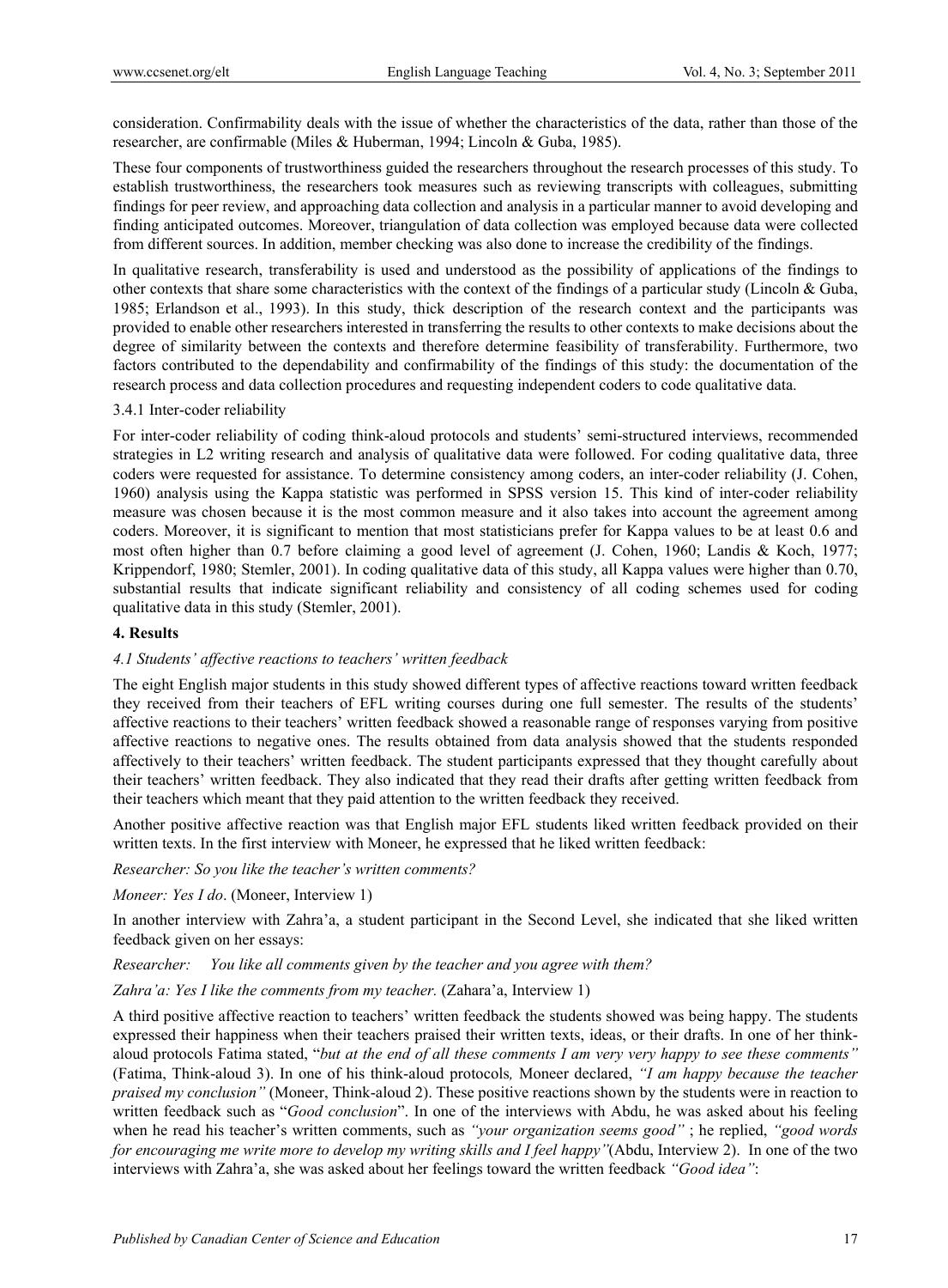consideration. Confirmability deals with the issue of whether the characteristics of the data, rather than those of the researcher, are confirmable (Miles & Huberman, 1994; Lincoln & Guba, 1985).

These four components of trustworthiness guided the researchers throughout the research processes of this study. To establish trustworthiness, the researchers took measures such as reviewing transcripts with colleagues, submitting findings for peer review, and approaching data collection and analysis in a particular manner to avoid developing and finding anticipated outcomes. Moreover, triangulation of data collection was employed because data were collected from different sources. In addition, member checking was also done to increase the credibility of the findings.

In qualitative research, transferability is used and understood as the possibility of applications of the findings to other contexts that share some characteristics with the context of the findings of a particular study (Lincoln & Guba, 1985; Erlandson et al., 1993). In this study, thick description of the research context and the participants was provided to enable other researchers interested in transferring the results to other contexts to make decisions about the degree of similarity between the contexts and therefore determine feasibility of transferability. Furthermore, two factors contributed to the dependability and confirmability of the findings of this study: the documentation of the research process and data collection procedures and requesting independent coders to code qualitative data.

3.4.1 Inter-coder reliability

For inter-coder reliability of coding think-aloud protocols and students' semi-structured interviews, recommended strategies in L2 writing research and analysis of qualitative data were followed. For coding qualitative data, three coders were requested for assistance. To determine consistency among coders, an inter-coder reliability (J. Cohen, 1960) analysis using the Kappa statistic was performed in SPSS version 15. This kind of inter-coder reliability measure was chosen because it is the most common measure and it also takes into account the agreement among coders. Moreover, it is significant to mention that most statisticians prefer for Kappa values to be at least 0.6 and most often higher than 0.7 before claiming a good level of agreement (J. Cohen, 1960; Landis & Koch, 1977; Krippendorf, 1980; Stemler, 2001). In coding qualitative data of this study, all Kappa values were higher than 0.70, substantial results that indicate significant reliability and consistency of all coding schemes used for coding qualitative data in this study (Stemler, 2001).

## 4. Results

### *4.1 Students' affective reactions to teachers' written feedback*

The eight English major students in this study showed different types of affective reactions toward written feedback they received from their teachers of EFL writing courses during one full semester. The results of the students' affective reactions to their teachers' written feedback showed a reasonable range of responses varying from positive affective reactions to negative ones. The results obtained from data analysis showed that the students responded affectively to their teachers' written feedback. The student participants expressed that they thought carefully about their teachers' written feedback. They also indicated that they read their drafts after getting written feedback from their teachers which meant that they paid attention to the written feedback they received.

Another positive affective reaction was that English major EFL students liked written feedback provided on their written texts. In the first interview with Moneer, he expressed that he liked written feedback:

*Researcher: So you like the teacher's written comments?*

*Moneer: Yes I do*. (Moneer, Interview 1)

In another interview with Zahra'a, a student participant in the Second Level, she indicated that she liked written feedback given on her essays:

*Researcher: You like all comments given by the teacher and you agree with them?*

*Zahra'a: Yes I like the comments from my teacher.* (Zahara'a, Interview 1)

A third positive affective reaction to teachers' written feedback the students showed was being happy. The students expressed their happiness when their teachers praised their written texts, ideas, or their drafts. In one of her think-aloud protocols Fatima stated, "*but at the end of all these comments I am very very happy to see these comments"* (Fatima, Think-aloud 3). In one of his think-aloud protocols*,* Moneer declared, *"I am happy because the teacher praised my conclusion"* (Moneer, Think-aloud 2). These positive reactions shown by the students were in reaction to written feedback such as "*Good conclusion*". In one of the interviews with Abdu, he was asked about his feeling when he read his teacher's written comments, such as *"your organization seems good"* ; he replied, *"good words for encouraging me write more to develop my writing skills and I feel happy"*(Abdu, Interview 2). In one of the two interviews with Zahra'a, she was asked about her feelings toward the written feedback *"Good idea"*: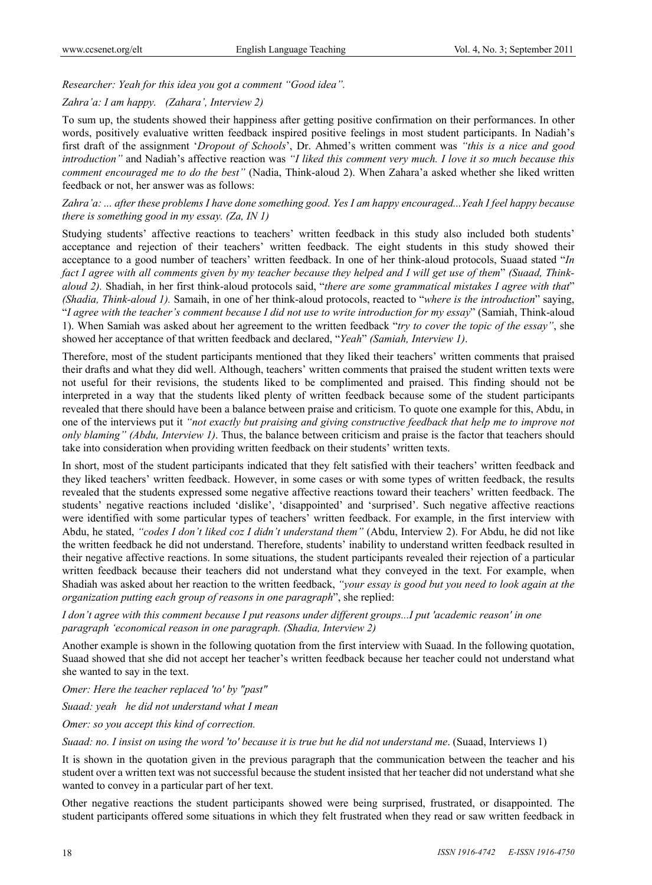*Researcher: Yeah for this idea you got a comment "Good idea".*

*Zahra'a: I am happy.* *(Zahara', Interview 2)*

To sum up, the students showed their happiness after getting positive confirmation on their performances. In other words, positively evaluative written feedback inspired positive feelings in most student participants. In Nadiah's first draft of the assignment '*Dropout of Schools*', Dr. Ahmed's written comment was *"this is a nice and good introduction"* and Nadiah's affective reaction was *"I liked this comment very much. I love it so much because this comment encouraged me to do the best"* (Nadia, Think-aloud 2). When Zahara'a asked whether she liked written feedback or not, her answer was as follows:

*Zahra'a: ... after these problems I have done something good. Yes I am happy encouraged...Yeah I feel happy because there is something good in my essay. (Za, IN 1)*

Studying students' affective reactions to teachers' written feedback in this study also included both students' acceptance and rejection of their teachers' written feedback. The eight students in this study showed their acceptance to a good number of teachers' written feedback. In one of her think-aloud protocols, Suaad stated "*In fact I agree with all comments given by my teacher because they helped and I will get use of them*" *(Suaad, Think-aloud 2).* Shadiah, in her first think-aloud protocols said, "*there are some grammatical mistakes I agree with that*" *(Shadia, Think-aloud 1).* Samaih, in one of her think-aloud protocols, reacted to "*where is the introduction*" saying, "*I agree with the teacher's comment because I did not use to write introduction for my essay*" (Samiah, Think-aloud 1). When Samiah was asked about her agreement to the written feedback "*try to cover the topic of the essay"*, she showed her acceptance of that written feedback and declared, "*Yeah*" *(Samiah, Interview 1)*.

Therefore, most of the student participants mentioned that they liked their teachers' written comments that praised their drafts and what they did well. Although, teachers' written comments that praised the student written texts were not useful for their revisions, the students liked to be complimented and praised. This finding should not be interpreted in a way that the students liked plenty of written feedback because some of the student participants revealed that there should have been a balance between praise and criticism. To quote one example for this, Abdu, in one of the interviews put it *"not exactly but praising and giving constructive feedback that help me to improve not only blaming" (Abdu, Interview 1)*. Thus, the balance between criticism and praise is the factor that teachers should take into consideration when providing written feedback on their students' written texts.

In short, most of the student participants indicated that they felt satisfied with their teachers' written feedback and they liked teachers' written feedback. However, in some cases or with some types of written feedback, the results revealed that the students expressed some negative affective reactions toward their teachers' written feedback. The students' negative reactions included 'dislike', 'disappointed' and 'surprised'. Such negative affective reactions were identified with some particular types of teachers' written feedback. For example, in the first interview with Abdu, he stated, *"codes I don't liked coz I didn't understand them"* (Abdu, Interview 2). For Abdu, he did not like the written feedback he did not understand. Therefore, students' inability to understand written feedback resulted in their negative affective reactions. In some situations, the student participants revealed their rejection of a particular written feedback because their teachers did not understand what they conveyed in the text. For example, when Shadiah was asked about her reaction to the written feedback, *"your essay is good but you need to look again at the organization putting each group of reasons in one paragraph*", she replied:

*I don't agree with this comment because I put reasons under different groups...I put 'academic reason' in one paragraph 'economical reason in one paragraph. (Shadia, Interview 2)*

Another example is shown in the following quotation from the first interview with Suaad. In the following quotation, Suaad showed that she did not accept her teacher's written feedback because her teacher could not understand what she wanted to say in the text.

*Omer: Here the teacher replaced 'to' by "past"*

*Suaad: yeah he did not understand what I mean*

*Omer: so you accept this kind of correction.*

*Suaad: no. I insist on using the word 'to' because it is true but he did not understand me*. (Suaad, Interviews 1)

It is shown in the quotation given in the previous paragraph that the communication between the teacher and his student over a written text was not successful because the student insisted that her teacher did not understand what she wanted to convey in a particular part of her text.

Other negative reactions the student participants showed were being surprised, frustrated, or disappointed. The student participants offered some situations in which they felt frustrated when they read or saw written feedback in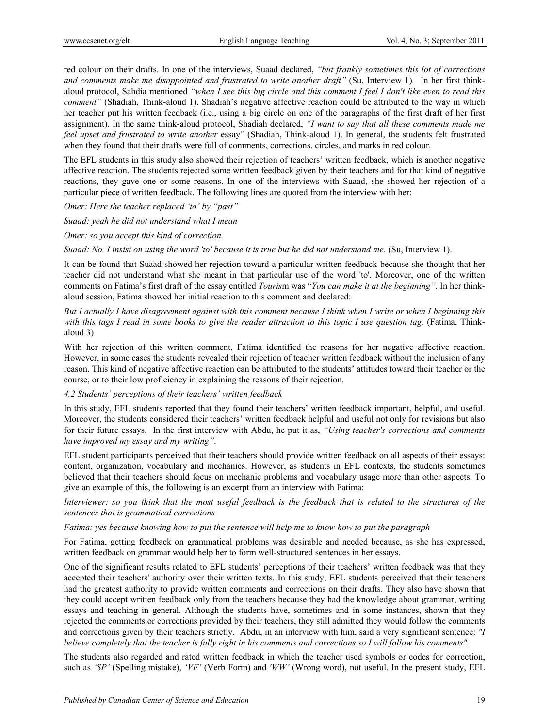red colour on their drafts. In one of the interviews, Suaad declared, *"but frankly sometimes this lot of corrections and comments make me disappointed and frustrated to write another draft"* (Su, Interview 1). In her first think-aloud protocol, Sahdia mentioned *"when I see this big circle and this comment I feel I don't like even to read this comment"* (Shadiah, Think-aloud 1). Shadiah's negative affective reaction could be attributed to the way in which her teacher put his written feedback (i.e., using a big circle on one of the paragraphs of the first draft of her first assignment). In the same think-aloud protocol, Shadiah declared, *"I want to say that all these comments made me feel upset and frustrated to write another* essay" (Shadiah, Think-aloud 1). In general, the students felt frustrated when they found that their drafts were full of comments, corrections, circles, and marks in red colour.

The EFL students in this study also showed their rejection of teachers' written feedback, which is another negative affective reaction. The students rejected some written feedback given by their teachers and for that kind of negative reactions, they gave one or some reasons. In one of the interviews with Suaad, she showed her rejection of a particular piece of written feedback. The following lines are quoted from the interview with her:

*Omer: Here the teacher replaced 'to' by "past"*

*Suaad: yeah he did not understand what I mean*

*Omer: so you accept this kind of correction.*

*Suaad: No. I insist on using the word 'to' because it is true but he did not understand me.* (Su, Interview 1).

It can be found that Suaad showed her rejection toward a particular written feedback because she thought that her teacher did not understand what she meant in that particular use of the word 'to'. Moreover, one of the written comments on Fatima's first draft of the essay entitled *Touris*m was "*You can make it at the beginning".* In her think-aloud session, Fatima showed her initial reaction to this comment and declared:

*But I actually I have disagreement against with this comment because I think when I write or when I beginning this with this tags I read in some books to give the reader attraction to this topic I use question tag.* (Fatima, Think-aloud 3)

With her rejection of this written comment, Fatima identified the reasons for her negative affective reaction. However, in some cases the students revealed their rejection of teacher written feedback without the inclusion of any reason. This kind of negative affective reaction can be attributed to the students' attitudes toward their teacher or the course, or to their low proficiency in explaining the reasons of their rejection.

### *4.2 Students' perceptions of their teachers' written feedback*

In this study, EFL students reported that they found their teachers' written feedback important, helpful, and useful. Moreover, the students considered their teachers' written feedback helpful and useful not only for revisions but also for their future essays. In the first interview with Abdu, he put it as, *"Using teacher's corrections and comments have improved my essay and my writing"*.

EFL student participants perceived that their teachers should provide written feedback on all aspects of their essays: content, organization, vocabulary and mechanics. However, as students in EFL contexts, the students sometimes believed that their teachers should focus on mechanic problems and vocabulary usage more than other aspects. To give an example of this, the following is an excerpt from an interview with Fatima:

*Interviewer: so you think that the most useful feedback is the feedback that is related to the structures of the sentences that is grammatical corrections*

*Fatima: yes because knowing how to put the sentence will help me to know how to put the paragraph*

For Fatima, getting feedback on grammatical problems was desirable and needed because, as she has expressed, written feedback on grammar would help her to form well-structured sentences in her essays.

One of the significant results related to EFL students' perceptions of their teachers' written feedback was that they accepted their teachers' authority over their written texts. In this study, EFL students perceived that their teachers had the greatest authority to provide written comments and corrections on their drafts. They also have shown that they could accept written feedback only from the teachers because they had the knowledge about grammar, writing essays and teaching in general. Although the students have, sometimes and in some instances, shown that they rejected the comments or corrections provided by their teachers, they still admitted they would follow the comments and corrections given by their teachers strictly. Abdu, in an interview with him, said a very significant sentence: *"I believe completely that the teacher is fully right in his comments and corrections so I will follow his comments".*

The students also regarded and rated written feedback in which the teacher used symbols or codes for correction, such as *'SP'* (Spelling mistake), *'VF'* (Verb Form) and *'WW'* (Wrong word), not useful. In the present study, EFL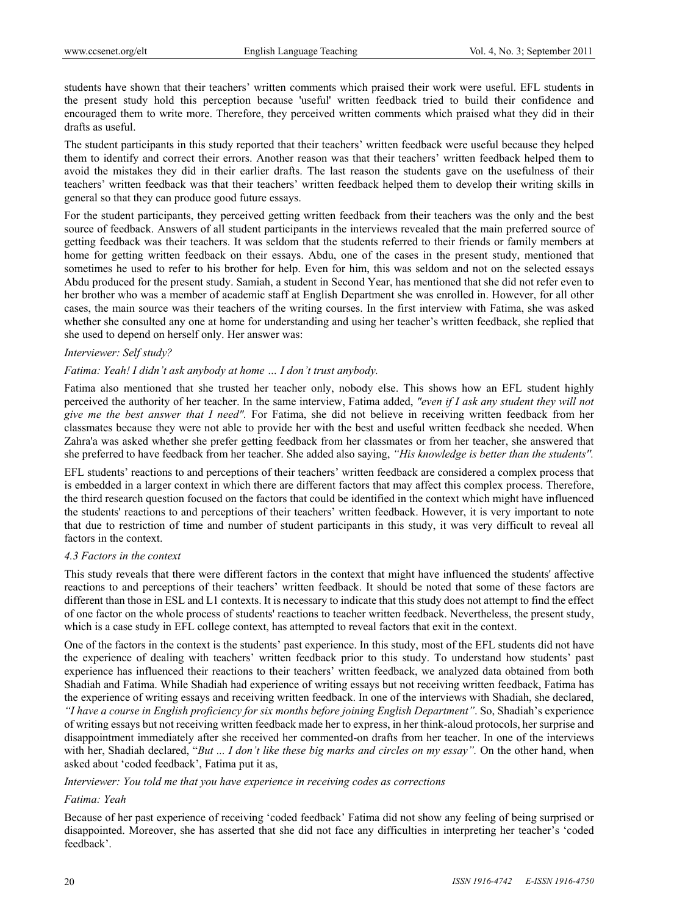students have shown that their teachers' written comments which praised their work were useful. EFL students in the present study hold this perception because 'useful' written feedback tried to build their confidence and encouraged them to write more. Therefore, they perceived written comments which praised what they did in their drafts as useful.

The student participants in this study reported that their teachers' written feedback were useful because they helped them to identify and correct their errors. Another reason was that their teachers' written feedback helped them to avoid the mistakes they did in their earlier drafts. The last reason the students gave on the usefulness of their teachers' written feedback was that their teachers' written feedback helped them to develop their writing skills in general so that they can produce good future essays.

For the student participants, they perceived getting written feedback from their teachers was the only and the best source of feedback. Answers of all student participants in the interviews revealed that the main preferred source of getting feedback was their teachers. It was seldom that the students referred to their friends or family members at home for getting written feedback on their essays. Abdu, one of the cases in the present study, mentioned that sometimes he used to refer to his brother for help. Even for him, this was seldom and not on the selected essays Abdu produced for the present study. Samiah, a student in Second Year, has mentioned that she did not refer even to her brother who was a member of academic staff at English Department she was enrolled in. However, for all other cases, the main source was their teachers of the writing courses. In the first interview with Fatima, she was asked whether she consulted any one at home for understanding and using her teacher's written feedback, she replied that she used to depend on herself only. Her answer was:

*Interviewer: Self study?*

*Fatima: Yeah! I didn't ask anybody at home … I don't trust anybody.*

Fatima also mentioned that she trusted her teacher only, nobody else. This shows how an EFL student highly perceived the authority of her teacher. In the same interview, Fatima added, *"even if I ask any student they will not give me the best answer that I need".* For Fatima, she did not believe in receiving written feedback from her classmates because they were not able to provide her with the best and useful written feedback she needed. When Zahra'a was asked whether she prefer getting feedback from her classmates or from her teacher, she answered that she preferred to have feedback from her teacher. She added also saying, *"His knowledge is better than the students".*

EFL students' reactions to and perceptions of their teachers' written feedback are considered a complex process that is embedded in a larger context in which there are different factors that may affect this complex process. Therefore, the third research question focused on the factors that could be identified in the context which might have influenced the students' reactions to and perceptions of their teachers' written feedback. However, it is very important to note that due to restriction of time and number of student participants in this study, it was very difficult to reveal all factors in the context.

### *4.3 Factors in the context*

This study reveals that there were different factors in the context that might have influenced the students' affective reactions to and perceptions of their teachers' written feedback. It should be noted that some of these factors are different than those in ESL and L1 contexts. It is necessary to indicate that this study does not attempt to find the effect of one factor on the whole process of students' reactions to teacher written feedback. Nevertheless, the present study, which is a case study in EFL college context, has attempted to reveal factors that exit in the context.

One of the factors in the context is the students' past experience. In this study, most of the EFL students did not have the experience of dealing with teachers' written feedback prior to this study. To understand how students' past experience has influenced their reactions to their teachers' written feedback, we analyzed data obtained from both Shadiah and Fatima. While Shadiah had experience of writing essays but not receiving written feedback, Fatima has the experience of writing essays and receiving written feedback. In one of the interviews with Shadiah, she declared, *"I have a course in English proficiency for six months before joining English Department"*. So, Shadiah's experience of writing essays but not receiving written feedback made her to express, in her think-aloud protocols, her surprise and disappointment immediately after she received her commented-on drafts from her teacher. In one of the interviews with her, Shadiah declared, "*But ... I don't like these big marks and circles on my essay".* On the other hand, when asked about 'coded feedback', Fatima put it as,

*Interviewer: You told me that you have experience in receiving codes as corrections*

*Fatima: Yeah*

Because of her past experience of receiving 'coded feedback' Fatima did not show any feeling of being surprised or disappointed. Moreover, she has asserted that she did not face any difficulties in interpreting her teacher's 'coded feedback'.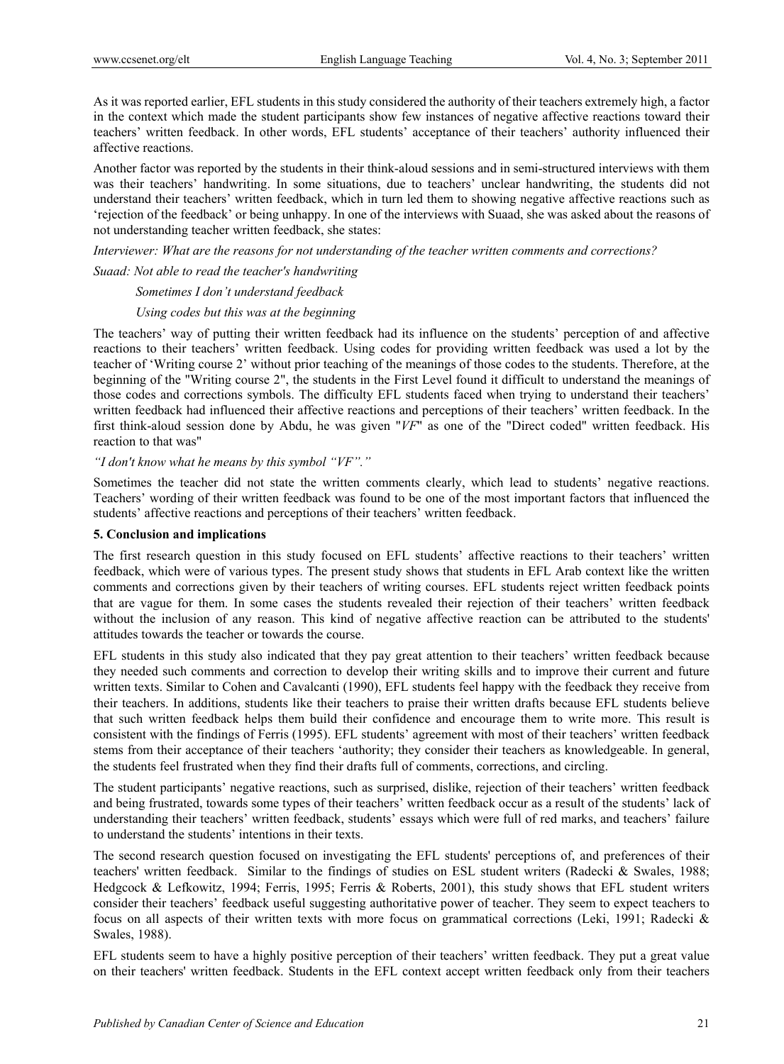As it was reported earlier, EFL students in this study considered the authority of their teachers extremely high, a factor in the context which made the student participants show few instances of negative affective reactions toward their teachers' written feedback. In other words, EFL students' acceptance of their teachers' authority influenced their affective reactions.

Another factor was reported by the students in their think-aloud sessions and in semi-structured interviews with them was their teachers' handwriting. In some situations, due to teachers' unclear handwriting, the students did not understand their teachers' written feedback, which in turn led them to showing negative affective reactions such as 'rejection of the feedback' or being unhappy. In one of the interviews with Suaad, she was asked about the reasons of not understanding teacher written feedback, she states:

*Interviewer: What are the reasons for not understanding of the teacher written comments and corrections?*

*Suaad: Not able to read the teacher's handwriting*

*Sometimes I don't understand feedback*

*Using codes but this was at the beginning*

The teachers' way of putting their written feedback had its influence on the students' perception of and affective reactions to their teachers' written feedback. Using codes for providing written feedback was used a lot by the teacher of 'Writing course 2' without prior teaching of the meanings of those codes to the students. Therefore, at the beginning of the "Writing course 2", the students in the First Level found it difficult to understand the meanings of those codes and corrections symbols. The difficulty EFL students faced when trying to understand their teachers' written feedback had influenced their affective reactions and perceptions of their teachers' written feedback. In the first think-aloud session done by Abdu, he was given "*VF*" as one of the "Direct coded" written feedback. His reaction to that was"

*"I don't know what he means by this symbol "VF"."*

Sometimes the teacher did not state the written comments clearly, which lead to students' negative reactions. Teachers' wording of their written feedback was found to be one of the most important factors that influenced the students' affective reactions and perceptions of their teachers' written feedback.

## 5. Conclusion and implications

The first research question in this study focused on EFL students' affective reactions to their teachers' written feedback, which were of various types. The present study shows that students in EFL Arab context like the written comments and corrections given by their teachers of writing courses. EFL students reject written feedback points that are vague for them. In some cases the students revealed their rejection of their teachers' written feedback without the inclusion of any reason. This kind of negative affective reaction can be attributed to the students' attitudes towards the teacher or towards the course.

EFL students in this study also indicated that they pay great attention to their teachers' written feedback because they needed such comments and correction to develop their writing skills and to improve their current and future written texts. Similar to Cohen and Cavalcanti (1990), EFL students feel happy with the feedback they receive from their teachers. In additions, students like their teachers to praise their written drafts because EFL students believe that such written feedback helps them build their confidence and encourage them to write more. This result is consistent with the findings of Ferris (1995). EFL students' agreement with most of their teachers' written feedback stems from their acceptance of their teachers 'authority; they consider their teachers as knowledgeable. In general, the students feel frustrated when they find their drafts full of comments, corrections, and circling.

The student participants' negative reactions, such as surprised, dislike, rejection of their teachers' written feedback and being frustrated, towards some types of their teachers' written feedback occur as a result of the students' lack of understanding their teachers' written feedback, students' essays which were full of red marks, and teachers' failure to understand the students' intentions in their texts.

The second research question focused on investigating the EFL students' perceptions of, and preferences of their teachers' written feedback. Similar to the findings of studies on ESL student writers (Radecki & Swales, 1988; Hedgcock & Lefkowitz, 1994; Ferris, 1995; Ferris & Roberts, 2001), this study shows that EFL student writers consider their teachers' feedback useful suggesting authoritative power of teacher. They seem to expect teachers to focus on all aspects of their written texts with more focus on grammatical corrections (Leki, 1991; Radecki & Swales, 1988).

EFL students seem to have a highly positive perception of their teachers' written feedback. They put a great value on their teachers' written feedback. Students in the EFL context accept written feedback only from their teachers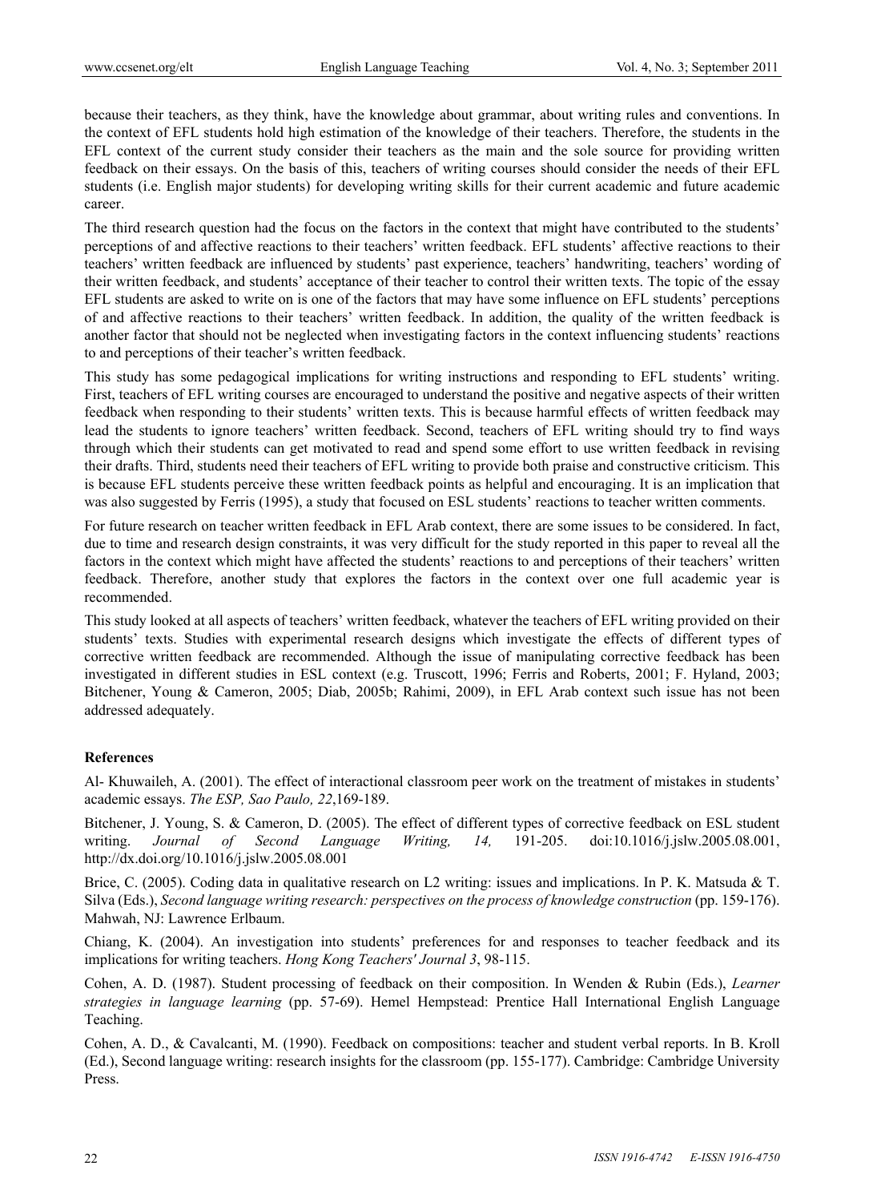because their teachers, as they think, have the knowledge about grammar, about writing rules and conventions. In the context of EFL students hold high estimation of the knowledge of their teachers. Therefore, the students in the EFL context of the current study consider their teachers as the main and the sole source for providing written feedback on their essays. On the basis of this, teachers of writing courses should consider the needs of their EFL students (i.e. English major students) for developing writing skills for their current academic and future academic career.

The third research question had the focus on the factors in the context that might have contributed to the students' perceptions of and affective reactions to their teachers' written feedback. EFL students' affective reactions to their teachers' written feedback are influenced by students' past experience, teachers' handwriting, teachers' wording of their written feedback, and students' acceptance of their teacher to control their written texts. The topic of the essay EFL students are asked to write on is one of the factors that may have some influence on EFL students' perceptions of and affective reactions to their teachers' written feedback. In addition, the quality of the written feedback is another factor that should not be neglected when investigating factors in the context influencing students' reactions to and perceptions of their teacher's written feedback.

This study has some pedagogical implications for writing instructions and responding to EFL students' writing. First, teachers of EFL writing courses are encouraged to understand the positive and negative aspects of their written feedback when responding to their students' written texts. This is because harmful effects of written feedback may lead the students to ignore teachers' written feedback. Second, teachers of EFL writing should try to find ways through which their students can get motivated to read and spend some effort to use written feedback in revising their drafts. Third, students need their teachers of EFL writing to provide both praise and constructive criticism. This is because EFL students perceive these written feedback points as helpful and encouraging. It is an implication that was also suggested by Ferris (1995), a study that focused on ESL students' reactions to teacher written comments.

For future research on teacher written feedback in EFL Arab context, there are some issues to be considered. In fact, due to time and research design constraints, it was very difficult for the study reported in this paper to reveal all the factors in the context which might have affected the students' reactions to and perceptions of their teachers' written feedback. Therefore, another study that explores the factors in the context over one full academic year is recommended.

This study looked at all aspects of teachers' written feedback, whatever the teachers of EFL writing provided on their students' texts. Studies with experimental research designs which investigate the effects of different types of corrective written feedback are recommended. Although the issue of manipulating corrective feedback has been investigated in different studies in ESL context (e.g. Truscott, 1996; Ferris and Roberts, 2001; F. Hyland, 2003; Bitchener, Young & Cameron, 2005; Diab, 2005b; Rahimi, 2009), in EFL Arab context such issue has not been addressed adequately.

## References

Al- Khuwaileh, A. (2001). The effect of interactional classroom peer work on the treatment of mistakes in students' academic essays. *The ESP, Sao Paulo, 22*,169-189.

Bitchener, J. Young, S. & Cameron, D. (2005). The effect of different types of corrective feedback on ESL student writing. *Journal of Second Language Writing, 14,* 191-205. doi:10.1016/j.jslw.2005.08.001, http://dx.doi.org/10.1016/j.jslw.2005.08.001

Brice, C. (2005). Coding data in qualitative research on L2 writing: issues and implications. In P. K. Matsuda & T. Silva (Eds.), *Second language writing research: perspectives on the process of knowledge construction* (pp. 159-176). Mahwah, NJ: Lawrence Erlbaum.

Chiang, K. (2004). An investigation into students' preferences for and responses to teacher feedback and its implications for writing teachers. *Hong Kong Teachers' Journal 3*, 98-115.

Cohen, A. D. (1987). Student processing of feedback on their composition. In Wenden & Rubin (Eds.), *Learner strategies in language learning* (pp. 57-69). Hemel Hempstead: Prentice Hall International English Language Teaching.

Cohen, A. D., & Cavalcanti, M. (1990). Feedback on compositions: teacher and student verbal reports. In B. Kroll (Ed.), Second language writing: research insights for the classroom (pp. 155-177). Cambridge: Cambridge University Press.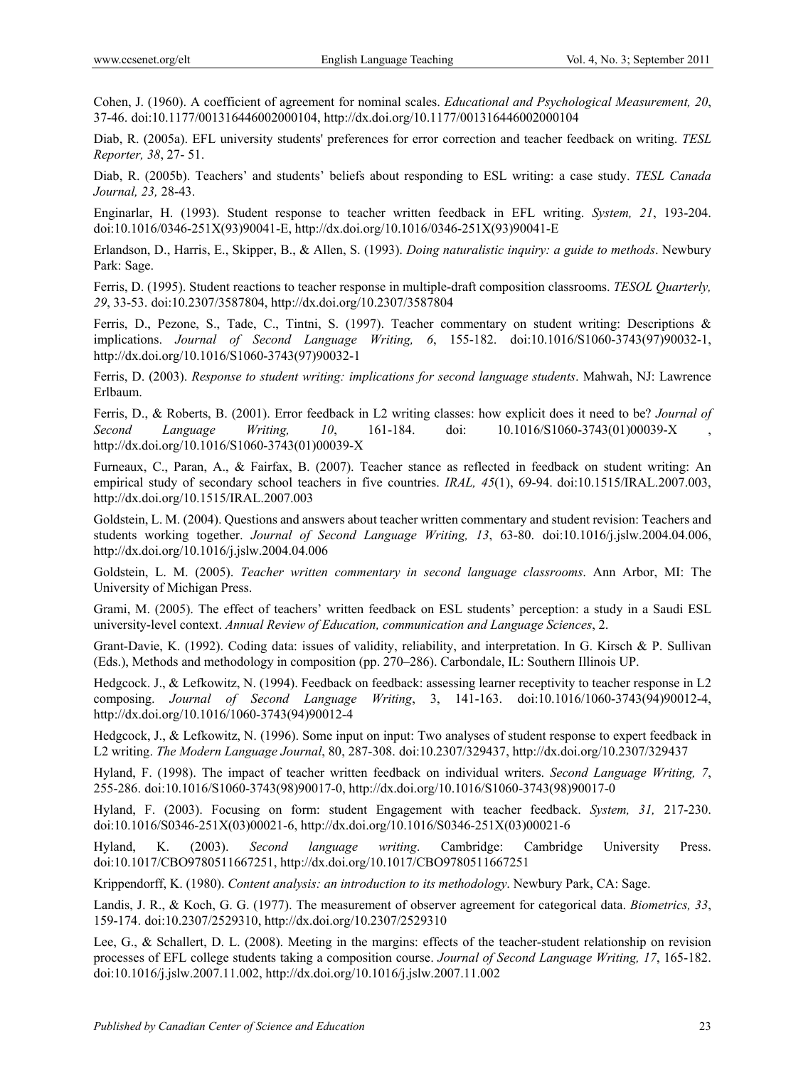Cohen, J. (1960). A coefficient of agreement for nominal scales. *Educational and Psychological Measurement, 20*, 37-46. doi:10.1177/001316446002000104, http://dx.doi.org/10.1177/001316446002000104

Diab, R. (2005a). EFL university students' preferences for error correction and teacher feedback on writing. *TESL Reporter, 38*, 27- 51.

Diab, R. (2005b). Teachers' and students' beliefs about responding to ESL writing: a case study. *TESL Canada Journal, 23,* 28-43.

Enginarlar, H. (1993). Student response to teacher written feedback in EFL writing. *System, 21*, 193-204. doi:10.1016/0346-251X(93)90041-E, http://dx.doi.org/10.1016/0346-251X(93)90041-E

Erlandson, D., Harris, E., Skipper, B., & Allen, S. (1993). *Doing naturalistic inquiry: a guide to methods*. Newbury Park: Sage.

Ferris, D. (1995). Student reactions to teacher response in multiple-draft composition classrooms. *TESOL Quarterly, 29*, 33-53. doi:10.2307/3587804, http://dx.doi.org/10.2307/3587804

Ferris, D., Pezone, S., Tade, C., Tintni, S. (1997). Teacher commentary on student writing: Descriptions & implications. *Journal of Second Language Writing, 6*, 155-182. doi:10.1016/S1060-3743(97)90032-1, http://dx.doi.org/10.1016/S1060-3743(97)90032-1

Ferris, D. (2003). *Response to student writing: implications for second language students*. Mahwah, NJ: Lawrence Erlbaum.

Ferris, D., & Roberts, B. (2001). Error feedback in L2 writing classes: how explicit does it need to be? *Journal of Second Language Writing, 10*, 161-184. doi: 10.1016/S1060-3743(01)00039-X , http://dx.doi.org/10.1016/S1060-3743(01)00039-X

Furneaux, C., Paran, A., & Fairfax, B. (2007). Teacher stance as reflected in feedback on student writing: An empirical study of secondary school teachers in five countries. *IRAL, 45*(1), 69-94. doi:10.1515/IRAL.2007.003, http://dx.doi.org/10.1515/IRAL.2007.003

Goldstein, L. M. (2004). Questions and answers about teacher written commentary and student revision: Teachers and students working together. *Journal of Second Language Writing, 13*, 63-80. doi:10.1016/j.jslw.2004.04.006, http://dx.doi.org/10.1016/j.jslw.2004.04.006

Goldstein, L. M. (2005). *Teacher written commentary in second language classrooms*. Ann Arbor, MI: The University of Michigan Press.

Grami, M. (2005). The effect of teachers' written feedback on ESL students' perception: a study in a Saudi ESL university-level context. *Annual Review of Education, communication and Language Sciences*, 2.

Grant-Davie, K. (1992). Coding data: issues of validity, reliability, and interpretation. In G. Kirsch & P. Sullivan (Eds.), Methods and methodology in composition (pp. 270–286). Carbondale, IL: Southern Illinois UP.

Hedgcock. J., & Lefkowitz, N. (1994). Feedback on feedback: assessing learner receptivity to teacher response in L2 composing. *Journal of Second Language Writing*, 3, 141-163. doi:10.1016/1060-3743(94)90012-4, http://dx.doi.org/10.1016/1060-3743(94)90012-4

Hedgcock, J., & Lefkowitz, N. (1996). Some input on input: Two analyses of student response to expert feedback in L2 writing. *The Modern Language Journal*, 80, 287-308. doi:10.2307/329437, http://dx.doi.org/10.2307/329437

Hyland, F. (1998). The impact of teacher written feedback on individual writers. *Second Language Writing, 7*, 255-286. doi:10.1016/S1060-3743(98)90017-0, http://dx.doi.org/10.1016/S1060-3743(98)90017-0

Hyland, F. (2003). Focusing on form: student Engagement with teacher feedback. *System, 31,* 217-230. doi:10.1016/S0346-251X(03)00021-6, http://dx.doi.org/10.1016/S0346-251X(03)00021-6

Hyland, K. (2003). *Second language writing*. Cambridge: Cambridge University Press. doi:10.1017/CBO9780511667251, http://dx.doi.org/10.1017/CBO9780511667251

Krippendorff, K. (1980). *Content analysis: an introduction to its methodology*. Newbury Park, CA: Sage.

Landis, J. R., & Koch, G. G. (1977). The measurement of observer agreement for categorical data. *Biometrics, 33*, 159-174. doi:10.2307/2529310, http://dx.doi.org/10.2307/2529310

Lee, G., & Schallert, D. L. (2008). Meeting in the margins: effects of the teacher-student relationship on revision processes of EFL college students taking a composition course. *Journal of Second Language Writing, 17*, 165-182. doi:10.1016/j.jslw.2007.11.002, http://dx.doi.org/10.1016/j.jslw.2007.11.002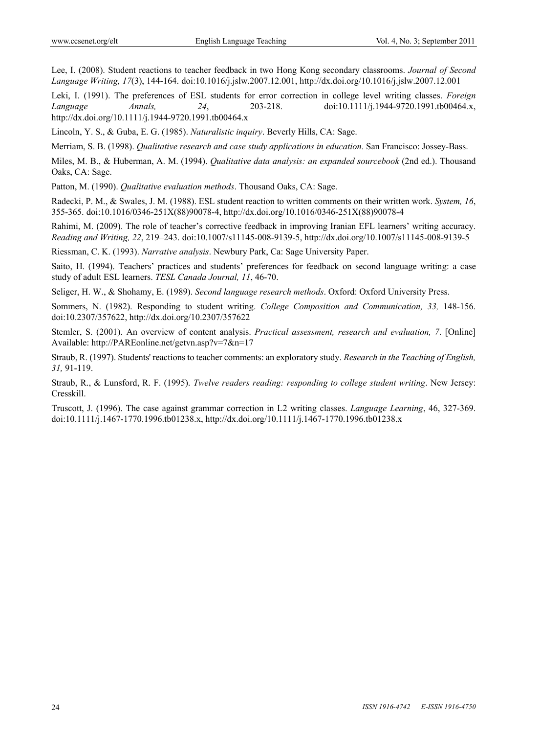Lee, I. (2008). Student reactions to teacher feedback in two Hong Kong secondary classrooms. *Journal of Second Language Writing, 17*(3), 144-164. doi:10.1016/j.jslw.2007.12.001, http://dx.doi.org/10.1016/j.jslw.2007.12.001

Leki, I. (1991). The preferences of ESL students for error correction in college level writing classes. *Foreign Language Annals, 24*, 203-218. doi:10.1111/j.1944-9720.1991.tb00464.x, http://dx.doi.org/10.1111/j.1944-9720.1991.tb00464.x

Lincoln, Y. S., & Guba, E. G. (1985). *Naturalistic inquiry*. Beverly Hills, CA: Sage.

Merriam, S. B. (1998). *Qualitative research and case study applications in education.* San Francisco: Jossey-Bass.

Miles, M. B., & Huberman, A. M. (1994). *Qualitative data analysis: an expanded sourcebook* (2nd ed.). Thousand Oaks, CA: Sage.

Patton, M. (1990). *Qualitative evaluation methods*. Thousand Oaks, CA: Sage.

Radecki, P. M., & Swales, J. M. (1988). ESL student reaction to written comments on their written work. *System, 16*, 355-365. doi:10.1016/0346-251X(88)90078-4, http://dx.doi.org/10.1016/0346-251X(88)90078-4

Rahimi, M. (2009). The role of teacher's corrective feedback in improving Iranian EFL learners' writing accuracy. *Reading and Writing, 22*, 219–243. doi:10.1007/s11145-008-9139-5, http://dx.doi.org/10.1007/s11145-008-9139-5

Riessman, C. K. (1993). *Narrative analysis*. Newbury Park, Ca: Sage University Paper.

Saito, H. (1994). Teachers' practices and students' preferences for feedback on second language writing: a case study of adult ESL learners. *TESL Canada Journal, 11*, 46-70.

Seliger, H. W., & Shohamy, E. (1989). *Second language research methods*. Oxford: Oxford University Press.

Sommers, N. (1982). Responding to student writing. *College Composition and Communication, 33,* 148-156. doi:10.2307/357622, http://dx.doi.org/10.2307/357622

Stemler, S. (2001). An overview of content analysis. *Practical assessment, research and evaluation, 7*. [Online] Available: http://PAREonline.net/getvn.asp?v=7&n=17

Straub, R. (1997). Students' reactions to teacher comments: an exploratory study. *Research in the Teaching of English, 31,* 91-119.

Straub, R., & Lunsford, R. F. (1995). *Twelve readers reading: responding to college student writing*. New Jersey: Cresskill.

Truscott, J. (1996). The case against grammar correction in L2 writing classes. *Language Learning*, 46, 327-369. doi:10.1111/j.1467-1770.1996.tb01238.x, http://dx.doi.org/10.1111/j.1467-1770.1996.tb01238.x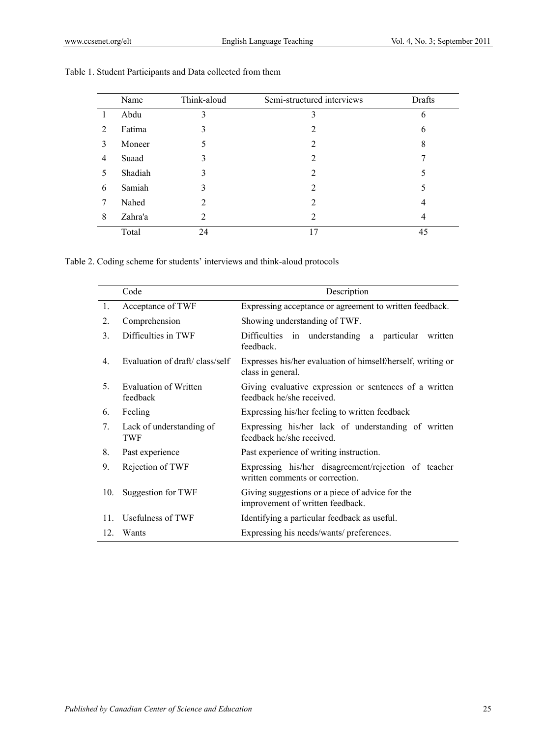Table 1. Student Participants and Data collected from them

| | Name | Think-aloud | Semi-structured interviews | Drafts |
|---|---|---|---|---|
| 1 | Abdu | 3 | 3 | 6 |
| 2 | Fatima | 3 | 2 | 6 |
| 3 | Moneer | 5 | 2 | 8 |
| 4 | Suaad | 3 | 2 | 7 |
| 5 | Shadiah | 3 | 2 | 5 |
| 6 | Samiah | 3 | 2 | 5 |
| 7 | Nahed | 2 | 2 | 4 |
| 8 | Zahra'a | 2 | 2 | 4 |
| | Total | 24 | 17 | 45 |

Table 2. Coding scheme for students' interviews and think-aloud protocols

| | Code | Description |
|---|---|---|
| 1. | Acceptance of TWF | Expressing acceptance or agreement to written feedback. |
| 2. | Comprehension | Showing understanding of TWF. |
| 3. | Difficulties in TWF | Difficulties in understanding a particular written feedback. |
| 4. | Evaluation of draft/ class/self | Expresses his/her evaluation of himself/herself, writing or class in general. |
| 5. | Evaluation of Written feedback | Giving evaluative expression or sentences of a written feedback he/she received. |
| 6. | Feeling | Expressing his/her feeling to written feedback |
| 7. | Lack of understanding of TWF | Expressing his/her lack of understanding of written feedback he/she received. |
| 8. | Past experience | Past experience of writing instruction. |
| 9. | Rejection of TWF | Expressing his/her disagreement/rejection of teacher written comments or correction. |
| 10. | Suggestion for TWF | Giving suggestions or a piece of advice for the improvement of written feedback. |
| 11. | Usefulness of TWF | Identifying a particular feedback as useful. |
| 12. | Wants | Expressing his needs/wants/ preferences. |